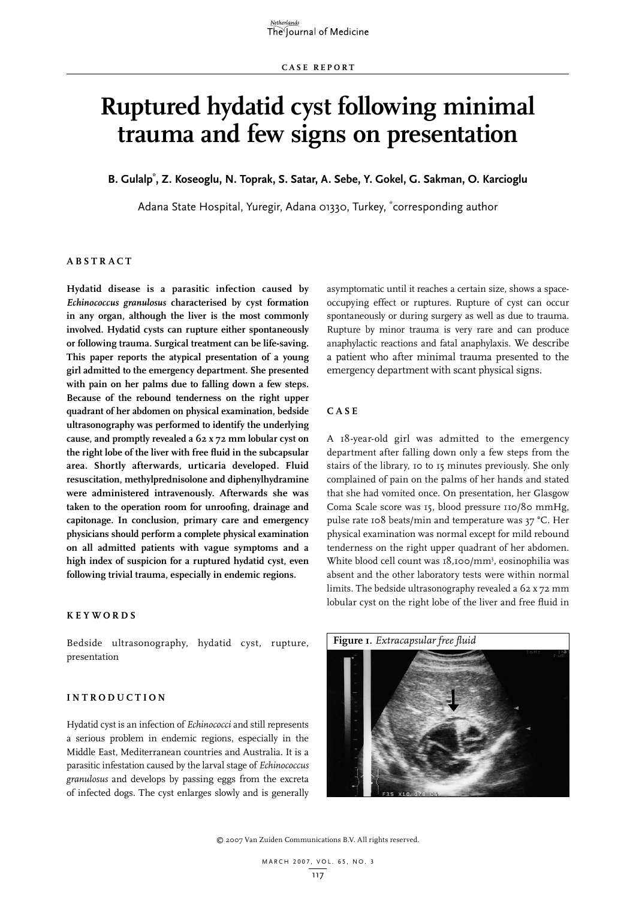CASE REPORT

# Ruptured hydatid cyst following minimal trauma and few signs on presentation

**B. Gulalp*, Z. Koseoglu, N. Toprak, S. Satar, A. Sebe, Y. Gokel, G. Sakman, O. Karcioglu**

Adana State Hospital, Yuregir, Adana 01330, Turkey, *corresponding author

## ABSTRACT

**Hydatid disease is a parasitic infection caused by *Echinococcus granulosus* characterised by cyst formation in any organ, although the liver is the most commonly involved. Hydatid cysts can rupture either spontaneously or following trauma. Surgical treatment can be life-saving. This paper reports the atypical presentation of a young girl admitted to the emergency department. She presented with pain on her palms due to falling down a few steps. Because of the rebound tenderness on the right upper quadrant of her abdomen on physical examination, bedside ultrasonography was performed to identify the underlying cause, and promptly revealed a 62 x 72 mm lobular cyst on the right lobe of the liver with free fluid in the subcapsular area. Shortly afterwards, urticaria developed. Fluid resuscitation, methylprednisolone and diphenylhydramine were administered intravenously. Afterwards she was taken to the operation room for unroofing, drainage and capitonage. In conclusion, primary care and emergency physicians should perform a complete physical examination on all admitted patients with vague symptoms and a high index of suspicion for a ruptured hydatid cyst, even following trivial trauma, especially in endemic regions.**

## KEYWORDS

Bedside ultrasonography, hydatid cyst, rupture, presentation

## INTRODUCTION

Hydatid cyst is an infection of *Echinococci* and still represents a serious problem in endemic regions, especially in the Middle East, Mediterranean countries and Australia. It is a parasitic infestation caused by the larval stage of *Echinococcus granulosus* and develops by passing eggs from the excreta of infected dogs. The cyst enlarges slowly and is generally asymptomatic until it reaches a certain size, shows a space-occupying effect or ruptures. Rupture of cyst can occur spontaneously or during surgery as well as due to trauma. Rupture by minor trauma is very rare and can produce anaphylactic reactions and fatal anaphylaxis. We describe a patient who after minimal trauma presented to the emergency department with scant physical signs.

## CASE

A 18-year-old girl was admitted to the emergency department after falling down only a few steps from the stairs of the library, 10 to 15 minutes previously. She only complained of pain on the palms of her hands and stated that she had vomited once. On presentation, her Glasgow Coma Scale score was 15, blood pressure 110/80 mmHg, pulse rate 108 beats/min and temperature was 37 °C. Her physical examination was normal except for mild rebound tenderness on the right upper quadrant of her abdomen. White blood cell count was 18,100/mm$^3$, eosinophilia was absent and the other laboratory tests were within normal limits. The bedside ultrasonography revealed a 62 x 72 mm lobular cyst on the right lobe of the liver and free fluid in

**Figure 1.** *Extracapsular free fluid*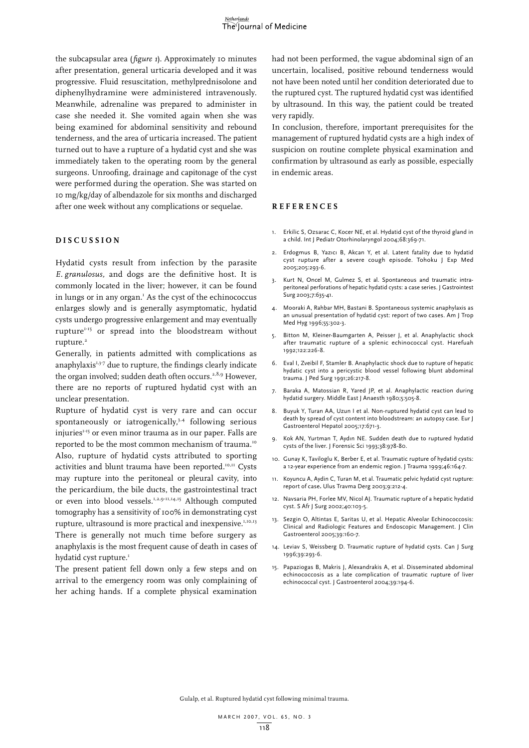the subcapsular area (*figure 1*). Approximately 10 minutes after presentation, general urticaria developed and it was progressive. Fluid resuscitation, methylprednisolone and diphenylhydramine were administered intravenously. Meanwhile, adrenaline was prepared to administer in case she needed it. She vomited again when she was being examined for abdominal sensitivity and rebound tenderness, and the area of urticaria increased. The patient turned out to have a rupture of a hydatid cyst and she was immediately taken to the operating room by the general surgeons. Unroofing, drainage and capitonage of the cyst were performed during the operation. She was started on 10 mg/kg/day of albendazole for six months and discharged after one week without any complications or sequelae.

## DISCUSSION

Hydatid cysts result from infection by the parasite *E. granulosus,* and dogs are the definitive host. It is commonly located in the liver; however, it can be found in lungs or in any organ.[1] As the cyst of the echinococcus enlarges slowly and is generally asymptomatic, hydatid cysts undergo progressive enlargement and may eventually rupture[1-15] or spread into the bloodstream without rupture.[2]

Generally, in patients admitted with complications as anaphylaxis[1,3-7] due to rupture, the findings clearly indicate the organ involved; sudden death often occurs.[2,8,9] However, there are no reports of ruptured hydatid cyst with an unclear presentation.

Rupture of hydatid cyst is very rare and can occur spontaneously or iatrogenically,[3,4] following serious injuries[1-15] or even minor trauma as in our paper. Falls are reported to be the most common mechanism of trauma.[10] Also, rupture of hydatid cysts attributed to sporting activities and blunt trauma have been reported.[10,11] Cysts may rupture into the peritoneal or pleural cavity, into the pericardium, the bile ducts, the gastrointestinal tract or even into blood vessels.[1,2,9-11,14,15] Although computed tomography has a sensitivity of 100% in demonstrating cyst rupture, ultrasound is more practical and inexpensive.[1,10,13] There is generally not much time before surgery as anaphylaxis is the most frequent cause of death in cases of hydatid cyst rupture.[1]

The present patient fell down only a few steps and on arrival to the emergency room was only complaining of her aching hands. If a complete physical examination had not been performed, the vague abdominal sign of an uncertain, localised, positive rebound tenderness would not have been noted until her condition deteriorated due to the ruptured cyst. The ruptured hydatid cyst was identified by ultrasound. In this way, the patient could be treated very rapidly.

In conclusion, therefore, important prerequisites for the management of ruptured hydatid cysts are a high index of suspicion on routine complete physical examination and confirmation by ultrasound as early as possible, especially in endemic areas.

## REFERENCES

1. Erkilic S, Ozsarac C, Kocer NE, et al. Hydatid cyst of the thyroid gland in a child. Int J Pediatr Otorhinolaryngol 2004;68:369-71.
2. Erdogmus B, Yazıcı B, Akcan Y, et al. Latent fatality due to hydatid cyst rupture after a severe cough episode. Tohoku J Exp Med 2005;205:293-6.
3. Kurt N, Oncel M, Gulmez S, et al. Spontaneous and traumatic intra-peritoneal perforations of hepatic hydatid cysts: a case series. J Gastrointest Surg 2003;7:635-41.
4. Mooraki A, Rahbar MH, Bastani B. Spontaneous systemic anaphylaxis as an unusual presentation of hydatid cyst: report of two cases. Am J Trop Med Hyg 1996;55:302-3.
5. Bitton M, Kleiner-Baumgarten A, Peisser J, et al. Anaphylactic shock after traumatic rupture of a splenic echinococcal cyst. Harefuah 1992;122:226-8.
6. Eval I, Zveibil F, Stamler B. Anaphylactic shock due to rupture of hepatic hydatid cyst into a pericystic blood vessel following blunt abdominal trauma. J Ped Surg 1991;26:217-8.
7. Baraka A, Matossian R, Yared JP, et al. Anaphylactic reaction during hydatid surgery. Middle East J Anaesth 1980;5:505-8.
8. Buyuk Y, Turan AA, Uzun I et al. Non-ruptured hydatid cyst can lead to death by spread of cyst content into bloodstream: an autopsy case. Eur J Gastroenterol Hepatol 2005;17:671-3.
9. Kok AN, Yurtman T, Aydın NE. Sudden death due to ruptured hydatid cysts of the liver. J Forensic Sci 1993;38:978-80.
10. Gunay K, Taviloglu K, Berber E, et al. Traumatic rupture of hydatid cysts: a 12-year experience from an endemic region. J Trauma 1999;46:164-7.
11. Koyuncu A, Aydin C, Turan M, et al. Traumatic pelvic hydatid cyst rupture: report of case**.** Ulus Travma Derg 2003;9:212-4.
12. Navsaria PH, Forlee MV, Nicol AJ. Traumatic rupture of a hepatic hydatid cyst. S Afr J Surg 2002;40:103-5.
13. Sezgin O, Altintas E, Saritas U, et al. Hepatic Alveolar Echinococcosis: Clinical and Radiologic Features and Endoscopic Management. J Clin Gastroenterol 2005;39:160-7.
14. Leviav S, Weissberg D. Traumatic rupture of hydatid cysts. Can J Surg 1996;39:293-6.
15. Papaziogas B, Makris J, Alexandrakis A, et al. Disseminated abdominal echinococcosis as a late complication of traumatic rupture of liver echinococcal cyst. J Gastroenterol 2004;39:194-6.